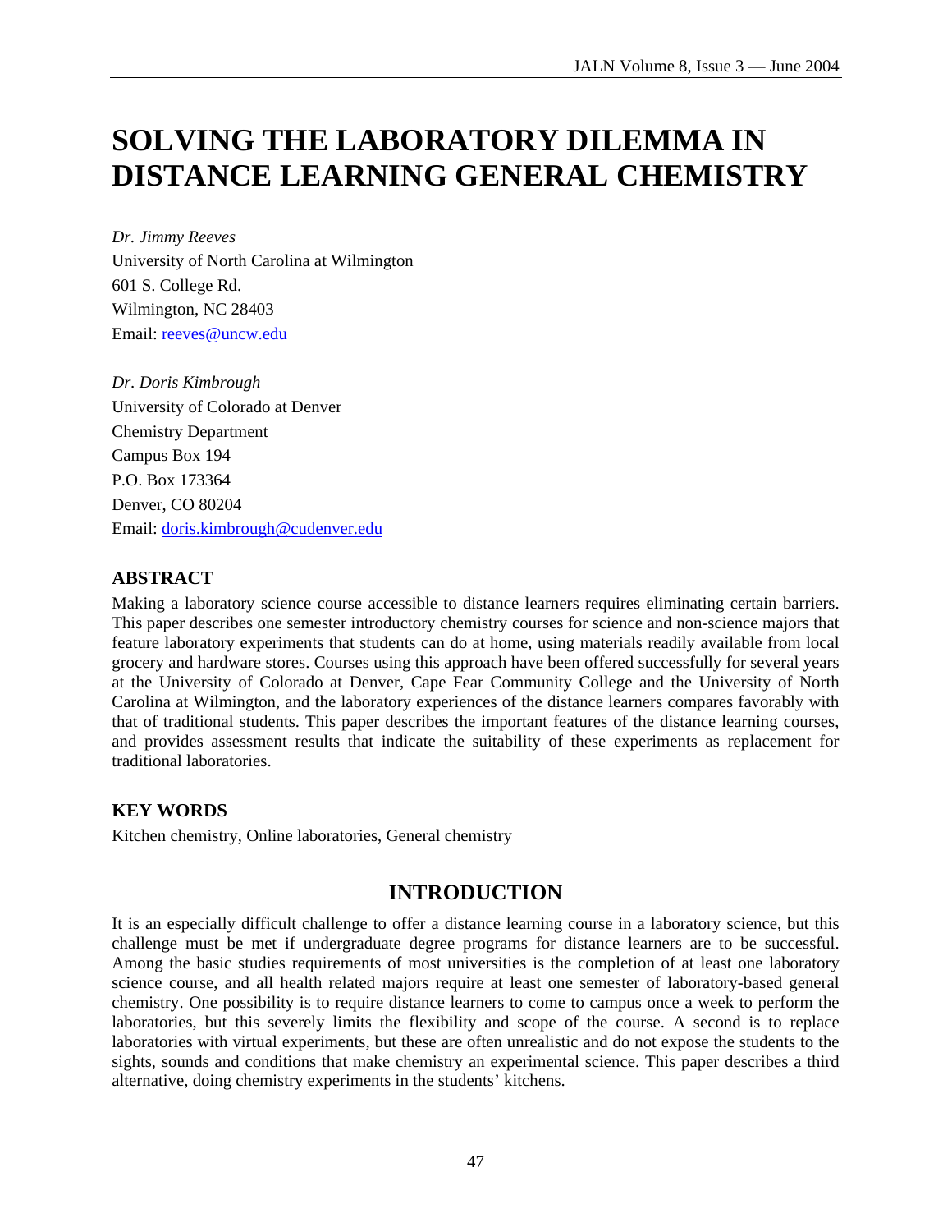# SOLVING THE LABORATORY DILEMMA IN DISTANCE LEARNING GENERAL CHEMISTRY

*Dr. Jimmy Reeves*
University of North Carolina at Wilmington
601 S. College Rd.
Wilmington, NC 28403
Email: reeves@uncw.edu

*Dr. Doris Kimbrough*
University of Colorado at Denver
Chemistry Department
Campus Box 194
P.O. Box 173364
Denver, CO 80204
Email: doris.kimbrough@cudenver.edu

## ABSTRACT

Making a laboratory science course accessible to distance learners requires eliminating certain barriers. This paper describes one semester introductory chemistry courses for science and non-science majors that feature laboratory experiments that students can do at home, using materials readily available from local grocery and hardware stores. Courses using this approach have been offered successfully for several years at the University of Colorado at Denver, Cape Fear Community College and the University of North Carolina at Wilmington, and the laboratory experiences of the distance learners compares favorably with that of traditional students. This paper describes the important features of the distance learning courses, and provides assessment results that indicate the suitability of these experiments as replacement for traditional laboratories.

## KEY WORDS

Kitchen chemistry, Online laboratories, General chemistry

## INTRODUCTION

It is an especially difficult challenge to offer a distance learning course in a laboratory science, but this challenge must be met if undergraduate degree programs for distance learners are to be successful. Among the basic studies requirements of most universities is the completion of at least one laboratory science course, and all health related majors require at least one semester of laboratory-based general chemistry. One possibility is to require distance learners to come to campus once a week to perform the laboratories, but this severely limits the flexibility and scope of the course. A second is to replace laboratories with virtual experiments, but these are often unrealistic and do not expose the students to the sights, sounds and conditions that make chemistry an experimental science. This paper describes a third alternative, doing chemistry experiments in the students' kitchens.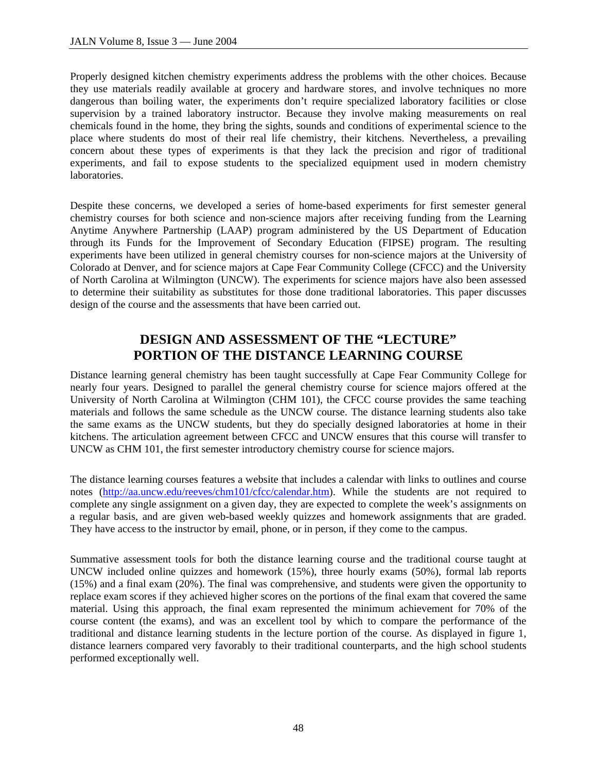Properly designed kitchen chemistry experiments address the problems with the other choices. Because they use materials readily available at grocery and hardware stores, and involve techniques no more dangerous than boiling water, the experiments don't require specialized laboratory facilities or close supervision by a trained laboratory instructor. Because they involve making measurements on real chemicals found in the home, they bring the sights, sounds and conditions of experimental science to the place where students do most of their real life chemistry, their kitchens. Nevertheless, a prevailing concern about these types of experiments is that they lack the precision and rigor of traditional experiments, and fail to expose students to the specialized equipment used in modern chemistry laboratories.

Despite these concerns, we developed a series of home-based experiments for first semester general chemistry courses for both science and non-science majors after receiving funding from the Learning Anytime Anywhere Partnership (LAAP) program administered by the US Department of Education through its Funds for the Improvement of Secondary Education (FIPSE) program. The resulting experiments have been utilized in general chemistry courses for non-science majors at the University of Colorado at Denver, and for science majors at Cape Fear Community College (CFCC) and the University of North Carolina at Wilmington (UNCW). The experiments for science majors have also been assessed to determine their suitability as substitutes for those done traditional laboratories. This paper discusses design of the course and the assessments that have been carried out.

## DESIGN AND ASSESSMENT OF THE "LECTURE" PORTION OF THE DISTANCE LEARNING COURSE

Distance learning general chemistry has been taught successfully at Cape Fear Community College for nearly four years. Designed to parallel the general chemistry course for science majors offered at the University of North Carolina at Wilmington (CHM 101), the CFCC course provides the same teaching materials and follows the same schedule as the UNCW course. The distance learning students also take the same exams as the UNCW students, but they do specially designed laboratories at home in their kitchens. The articulation agreement between CFCC and UNCW ensures that this course will transfer to UNCW as CHM 101, the first semester introductory chemistry course for science majors.

The distance learning courses features a website that includes a calendar with links to outlines and course notes (http://aa.uncw.edu/reeves/chm101/cfcc/calendar.htm). While the students are not required to complete any single assignment on a given day, they are expected to complete the week's assignments on a regular basis, and are given web-based weekly quizzes and homework assignments that are graded. They have access to the instructor by email, phone, or in person, if they come to the campus.

Summative assessment tools for both the distance learning course and the traditional course taught at UNCW included online quizzes and homework (15%), three hourly exams (50%), formal lab reports (15%) and a final exam (20%). The final was comprehensive, and students were given the opportunity to replace exam scores if they achieved higher scores on the portions of the final exam that covered the same material. Using this approach, the final exam represented the minimum achievement for 70% of the course content (the exams), and was an excellent tool by which to compare the performance of the traditional and distance learning students in the lecture portion of the course. As displayed in figure 1, distance learners compared very favorably to their traditional counterparts, and the high school students performed exceptionally well.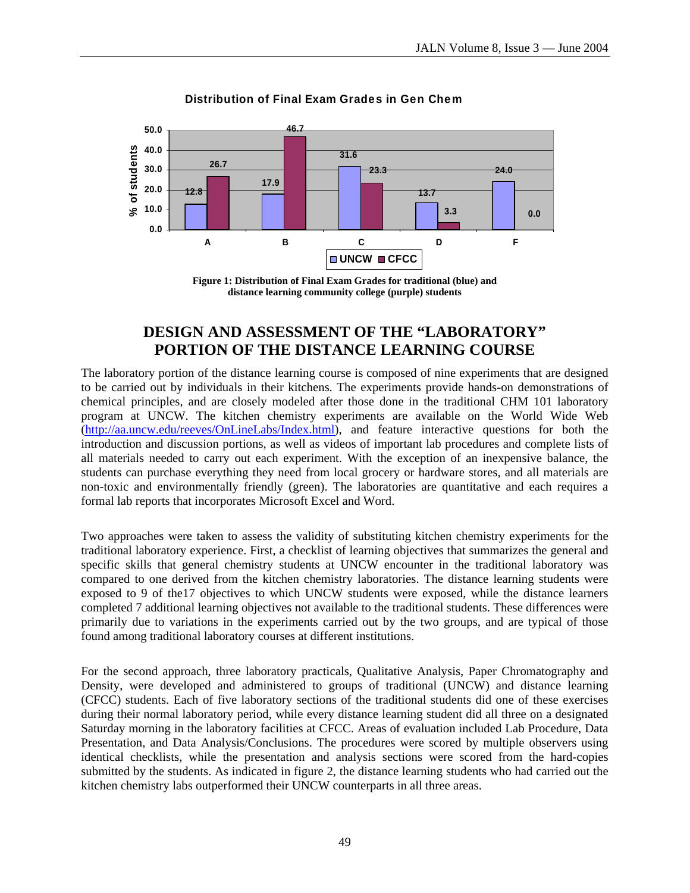**Distribution of Final Exam Grades in Gen Chem**

| Grade | UNCW | CFCC |
|---|---|---|
| A | 12.8 | 26.7 |
| B | 17.9 | 46.7 |
| C | 31.6 | 23.3 |
| D | 13.7 | 3.3 |
| F | 24.0 | 0.0 |

**Figure 1: Distribution of Final Exam Grades for traditional (blue) and distance learning community college (purple) students**

## DESIGN AND ASSESSMENT OF THE "LABORATORY" PORTION OF THE DISTANCE LEARNING COURSE

The laboratory portion of the distance learning course is composed of nine experiments that are designed to be carried out by individuals in their kitchens. The experiments provide hands-on demonstrations of chemical principles, and are closely modeled after those done in the traditional CHM 101 laboratory program at UNCW. The kitchen chemistry experiments are available on the World Wide Web (http://aa.uncw.edu/reeves/OnLineLabs/Index.html), and feature interactive questions for both the introduction and discussion portions, as well as videos of important lab procedures and complete lists of all materials needed to carry out each experiment. With the exception of an inexpensive balance, the students can purchase everything they need from local grocery or hardware stores, and all materials are non-toxic and environmentally friendly (green). The laboratories are quantitative and each requires a formal lab reports that incorporates Microsoft Excel and Word.

Two approaches were taken to assess the validity of substituting kitchen chemistry experiments for the traditional laboratory experience. First, a checklist of learning objectives that summarizes the general and specific skills that general chemistry students at UNCW encounter in the traditional laboratory was compared to one derived from the kitchen chemistry laboratories. The distance learning students were exposed to 9 of the17 objectives to which UNCW students were exposed, while the distance learners completed 7 additional learning objectives not available to the traditional students. These differences were primarily due to variations in the experiments carried out by the two groups, and are typical of those found among traditional laboratory courses at different institutions.

For the second approach, three laboratory practicals, Qualitative Analysis, Paper Chromatography and Density, were developed and administered to groups of traditional (UNCW) and distance learning (CFCC) students. Each of five laboratory sections of the traditional students did one of these exercises during their normal laboratory period, while every distance learning student did all three on a designated Saturday morning in the laboratory facilities at CFCC. Areas of evaluation included Lab Procedure, Data Presentation, and Data Analysis/Conclusions. The procedures were scored by multiple observers using identical checklists, while the presentation and analysis sections were scored from the hard-copies submitted by the students. As indicated in figure 2, the distance learning students who had carried out the kitchen chemistry labs outperformed their UNCW counterparts in all three areas.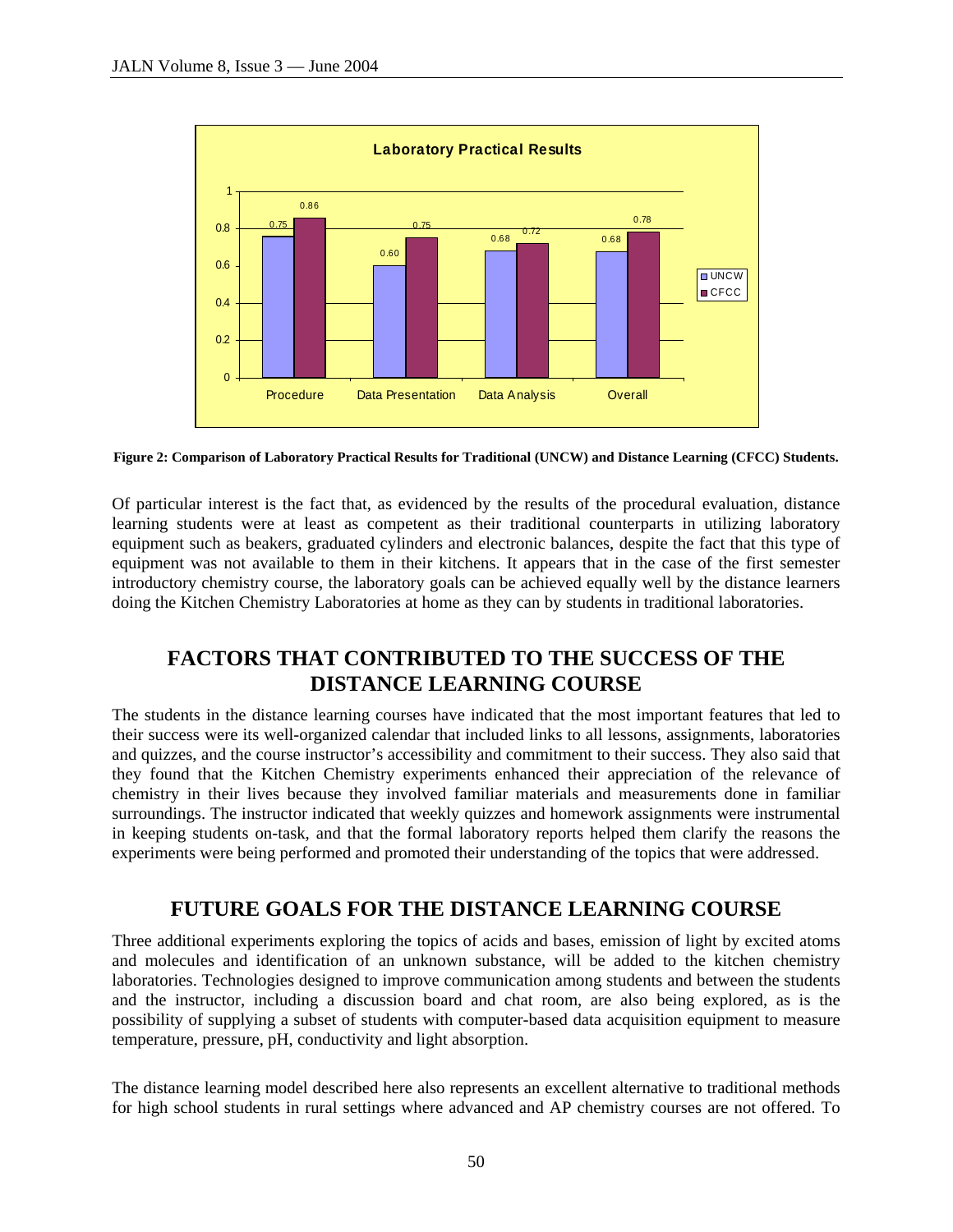Figure 2: Comparison of Laboratory Practical Results for Traditional (UNCW) and Distance Learning (CFCC) Students.

Of particular interest is the fact that, as evidenced by the results of the procedural evaluation, distance learning students were at least as competent as their traditional counterparts in utilizing laboratory equipment such as beakers, graduated cylinders and electronic balances, despite the fact that this type of equipment was not available to them in their kitchens. It appears that in the case of the first semester introductory chemistry course, the laboratory goals can be achieved equally well by the distance learners doing the Kitchen Chemistry Laboratories at home as they can by students in traditional laboratories.

## FACTORS THAT CONTRIBUTED TO THE SUCCESS OF THE DISTANCE LEARNING COURSE

The students in the distance learning courses have indicated that the most important features that led to their success were its well-organized calendar that included links to all lessons, assignments, laboratories and quizzes, and the course instructor's accessibility and commitment to their success. They also said that they found that the Kitchen Chemistry experiments enhanced their appreciation of the relevance of chemistry in their lives because they involved familiar materials and measurements done in familiar surroundings. The instructor indicated that weekly quizzes and homework assignments were instrumental in keeping students on-task, and that the formal laboratory reports helped them clarify the reasons the experiments were being performed and promoted their understanding of the topics that were addressed.

## FUTURE GOALS FOR THE DISTANCE LEARNING COURSE

Three additional experiments exploring the topics of acids and bases, emission of light by excited atoms and molecules and identification of an unknown substance, will be added to the kitchen chemistry laboratories. Technologies designed to improve communication among students and between the students and the instructor, including a discussion board and chat room, are also being explored, as is the possibility of supplying a subset of students with computer-based data acquisition equipment to measure temperature, pressure, pH, conductivity and light absorption.

The distance learning model described here also represents an excellent alternative to traditional methods for high school students in rural settings where advanced and AP chemistry courses are not offered. To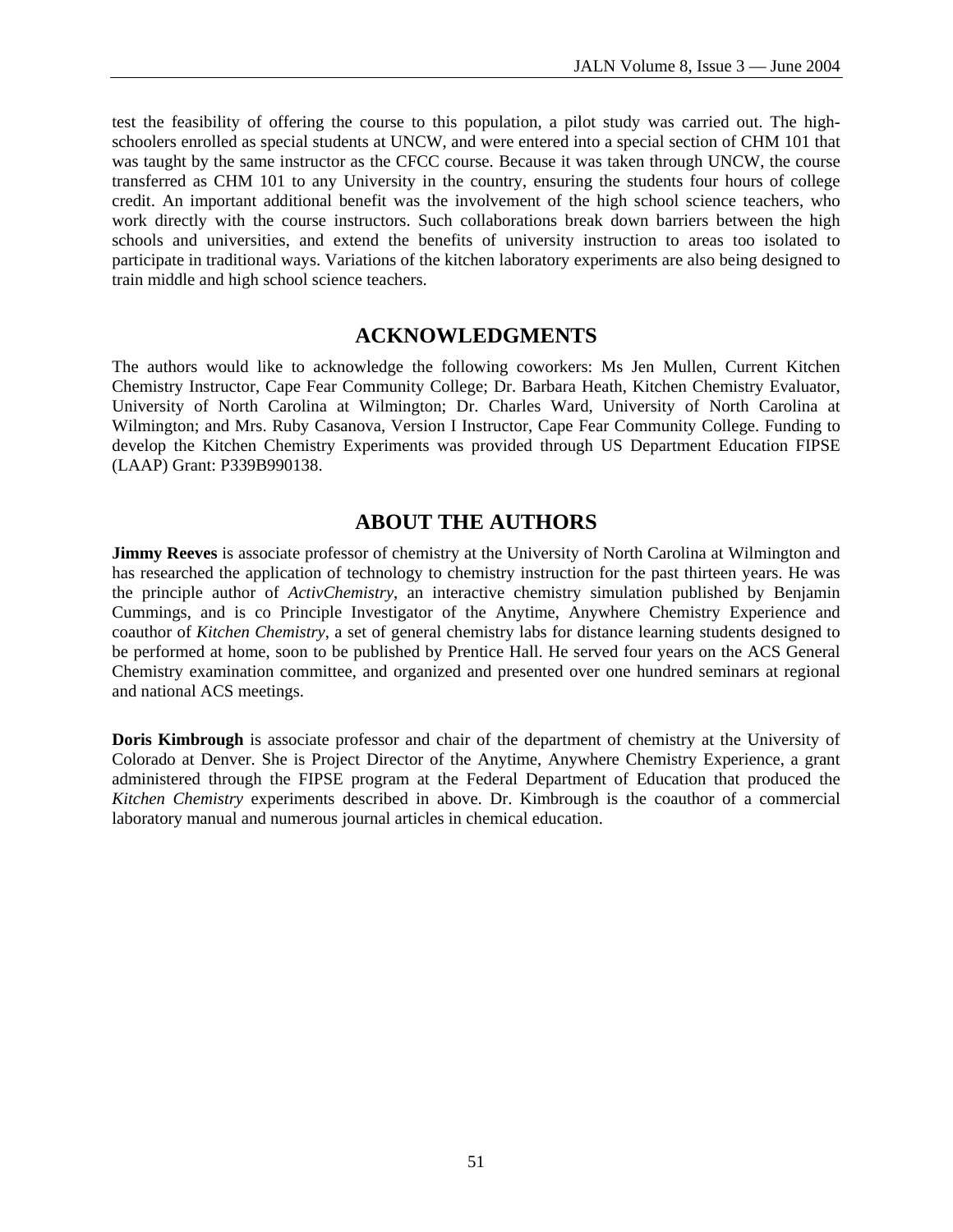test the feasibility of offering the course to this population, a pilot study was carried out. The high-schoolers enrolled as special students at UNCW, and were entered into a special section of CHM 101 that was taught by the same instructor as the CFCC course. Because it was taken through UNCW, the course transferred as CHM 101 to any University in the country, ensuring the students four hours of college credit. An important additional benefit was the involvement of the high school science teachers, who work directly with the course instructors. Such collaborations break down barriers between the high schools and universities, and extend the benefits of university instruction to areas too isolated to participate in traditional ways. Variations of the kitchen laboratory experiments are also being designed to train middle and high school science teachers.

## ACKNOWLEDGMENTS

The authors would like to acknowledge the following coworkers: Ms Jen Mullen, Current Kitchen Chemistry Instructor, Cape Fear Community College; Dr. Barbara Heath, Kitchen Chemistry Evaluator, University of North Carolina at Wilmington; Dr. Charles Ward, University of North Carolina at Wilmington; and Mrs. Ruby Casanova, Version I Instructor, Cape Fear Community College. Funding to develop the Kitchen Chemistry Experiments was provided through US Department Education FIPSE (LAAP) Grant: P339B990138.

## ABOUT THE AUTHORS

**Jimmy Reeves** is associate professor of chemistry at the University of North Carolina at Wilmington and has researched the application of technology to chemistry instruction for the past thirteen years. He was the principle author of *ActivChemistry*, an interactive chemistry simulation published by Benjamin Cummings, and is co Principle Investigator of the Anytime, Anywhere Chemistry Experience and coauthor of *Kitchen Chemistry*, a set of general chemistry labs for distance learning students designed to be performed at home, soon to be published by Prentice Hall. He served four years on the ACS General Chemistry examination committee, and organized and presented over one hundred seminars at regional and national ACS meetings.

**Doris Kimbrough** is associate professor and chair of the department of chemistry at the University of Colorado at Denver. She is Project Director of the Anytime, Anywhere Chemistry Experience, a grant administered through the FIPSE program at the Federal Department of Education that produced the *Kitchen Chemistry* experiments described in above. Dr. Kimbrough is the coauthor of a commercial laboratory manual and numerous journal articles in chemical education.